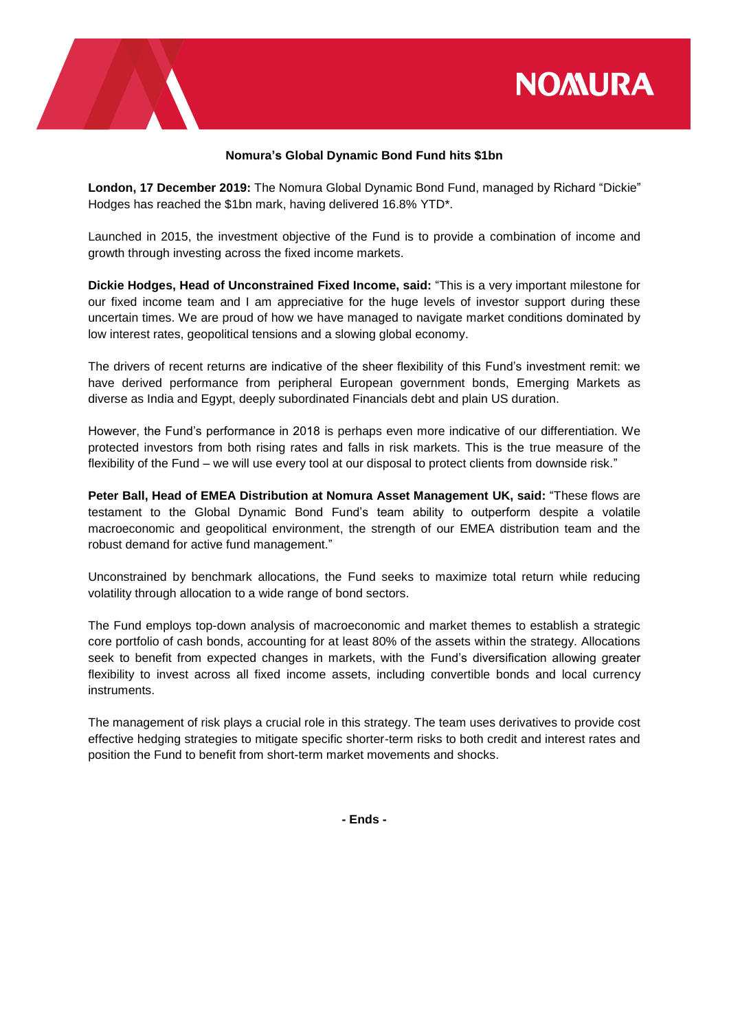**Nomura's Global Dynamic Bond Fund hits $1bn**

**London, 17 December 2019:** The Nomura Global Dynamic Bond Fund, managed by Richard "Dickie" Hodges has reached the $1bn mark, having delivered 16.8% YTD*.

Launched in 2015, the investment objective of the Fund is to provide a combination of income and growth through investing across the fixed income markets.

**Dickie Hodges, Head of Unconstrained Fixed Income, said:** "This is a very important milestone for our fixed income team and I am appreciative for the huge levels of investor support during these uncertain times. We are proud of how we have managed to navigate market conditions dominated by low interest rates, geopolitical tensions and a slowing global economy.

The drivers of recent returns are indicative of the sheer flexibility of this Fund's investment remit: we have derived performance from peripheral European government bonds, Emerging Markets as diverse as India and Egypt, deeply subordinated Financials debt and plain US duration.

However, the Fund's performance in 2018 is perhaps even more indicative of our differentiation. We protected investors from both rising rates and falls in risk markets. This is the true measure of the flexibility of the Fund – we will use every tool at our disposal to protect clients from downside risk."

**Peter Ball, Head of EMEA Distribution at Nomura Asset Management UK, said:** "These flows are testament to the Global Dynamic Bond Fund's team ability to outperform despite a volatile macroeconomic and geopolitical environment, the strength of our EMEA distribution team and the robust demand for active fund management."

Unconstrained by benchmark allocations, the Fund seeks to maximize total return while reducing volatility through allocation to a wide range of bond sectors.

The Fund employs top-down analysis of macroeconomic and market themes to establish a strategic core portfolio of cash bonds, accounting for at least 80% of the assets within the strategy. Allocations seek to benefit from expected changes in markets, with the Fund's diversification allowing greater flexibility to invest across all fixed income assets, including convertible bonds and local currency instruments.

The management of risk plays a crucial role in this strategy. The team uses derivatives to provide cost effective hedging strategies to mitigate specific shorter-term risks to both credit and interest rates and position the Fund to benefit from short-term market movements and shocks.

**- Ends -**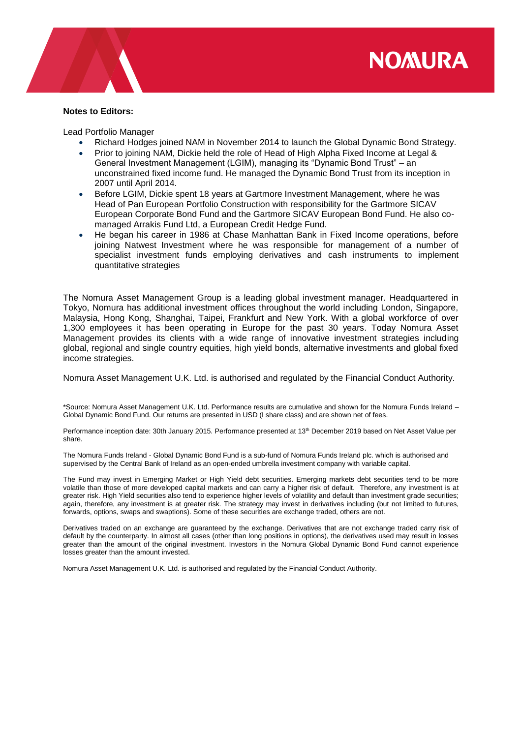**Notes to Editors:**

Lead Portfolio Manager

- Richard Hodges joined NAM in November 2014 to launch the Global Dynamic Bond Strategy.
- Prior to joining NAM, Dickie held the role of Head of High Alpha Fixed Income at Legal & General Investment Management (LGIM), managing its "Dynamic Bond Trust" – an unconstrained fixed income fund. He managed the Dynamic Bond Trust from its inception in 2007 until April 2014.
- Before LGIM, Dickie spent 18 years at Gartmore Investment Management, where he was Head of Pan European Portfolio Construction with responsibility for the Gartmore SICAV European Corporate Bond Fund and the Gartmore SICAV European Bond Fund. He also co-managed Arrakis Fund Ltd, a European Credit Hedge Fund.
- He began his career in 1986 at Chase Manhattan Bank in Fixed Income operations, before joining Natwest Investment where he was responsible for management of a number of specialist investment funds employing derivatives and cash instruments to implement quantitative strategies

The Nomura Asset Management Group is a leading global investment manager. Headquartered in Tokyo, Nomura has additional investment offices throughout the world including London, Singapore, Malaysia, Hong Kong, Shanghai, Taipei, Frankfurt and New York. With a global workforce of over 1,300 employees it has been operating in Europe for the past 30 years. Today Nomura Asset Management provides its clients with a wide range of innovative investment strategies including global, regional and single country equities, high yield bonds, alternative investments and global fixed income strategies.

Nomura Asset Management U.K. Ltd. is authorised and regulated by the Financial Conduct Authority.

*Source: Nomura Asset Management U.K. Ltd. Performance results are cumulative and shown for the Nomura Funds Ireland – Global Dynamic Bond Fund. Our returns are presented in USD (I share class) and are shown net of fees.

Performance inception date: 30th January 2015. Performance presented at 13th December 2019 based on Net Asset Value per share.

The Nomura Funds Ireland - Global Dynamic Bond Fund is a sub-fund of Nomura Funds Ireland plc. which is authorised and supervised by the Central Bank of Ireland as an open-ended umbrella investment company with variable capital.

The Fund may invest in Emerging Market or High Yield debt securities. Emerging markets debt securities tend to be more volatile than those of more developed capital markets and can carry a higher risk of default. Therefore, any investment is at greater risk. High Yield securities also tend to experience higher levels of volatility and default than investment grade securities; again, therefore, any investment is at greater risk. The strategy may invest in derivatives including (but not limited to futures, forwards, options, swaps and swaptions). Some of these securities are exchange traded, others are not.

Derivatives traded on an exchange are guaranteed by the exchange. Derivatives that are not exchange traded carry risk of default by the counterparty. In almost all cases (other than long positions in options), the derivatives used may result in losses greater than the amount of the original investment. Investors in the Nomura Global Dynamic Bond Fund cannot experience losses greater than the amount invested.

Nomura Asset Management U.K. Ltd. is authorised and regulated by the Financial Conduct Authority.